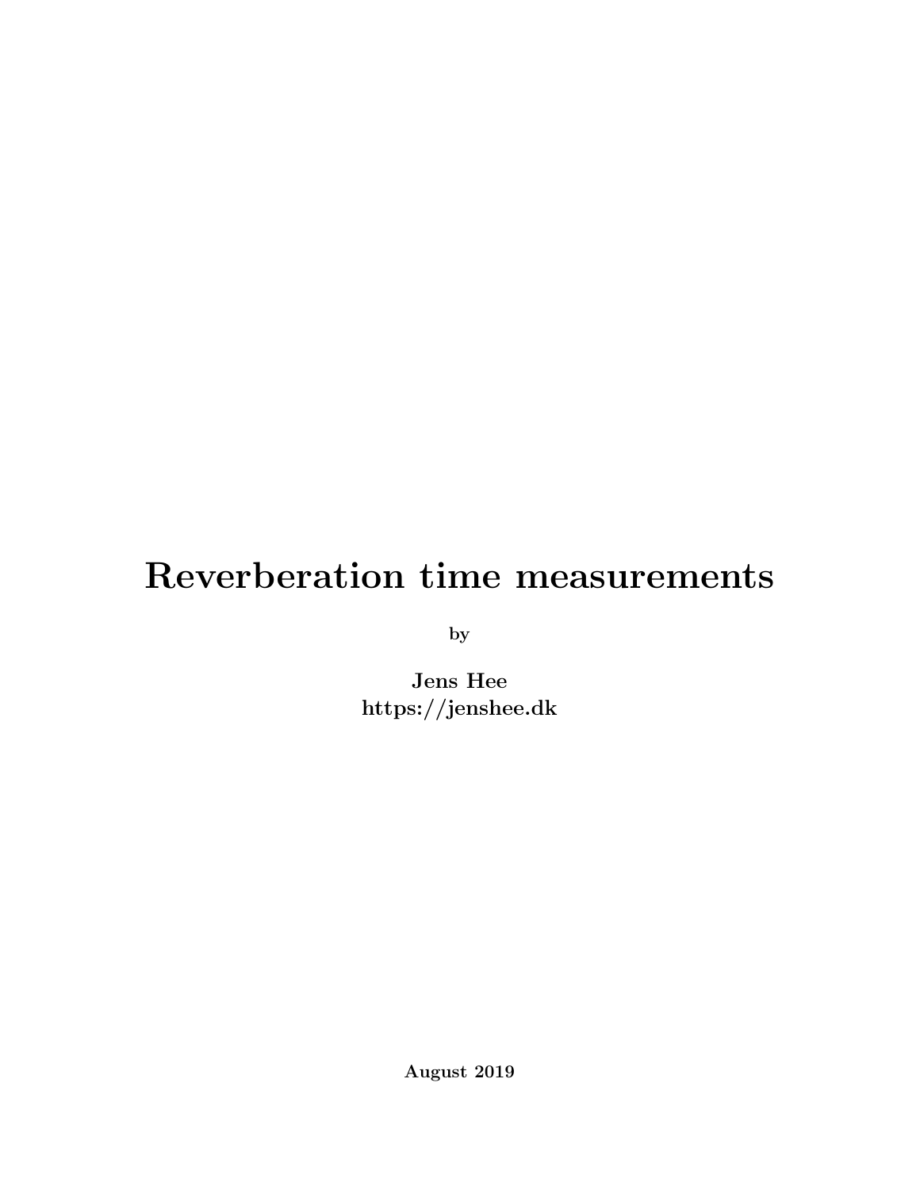# Reverberation time measurements

by

**Jens Hee**
**https://jenshee.dk**

**August 2019**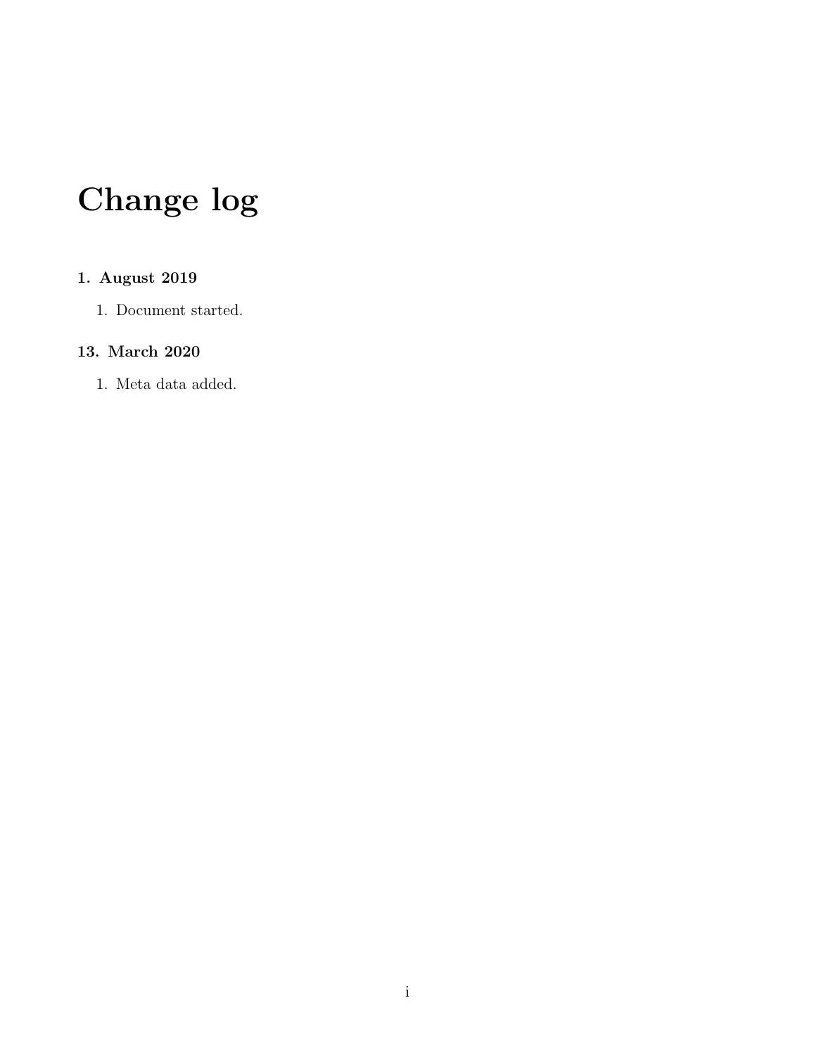# Change log

### 1. August 2019

1. Document started.

### 13. March 2020

1. Meta data added.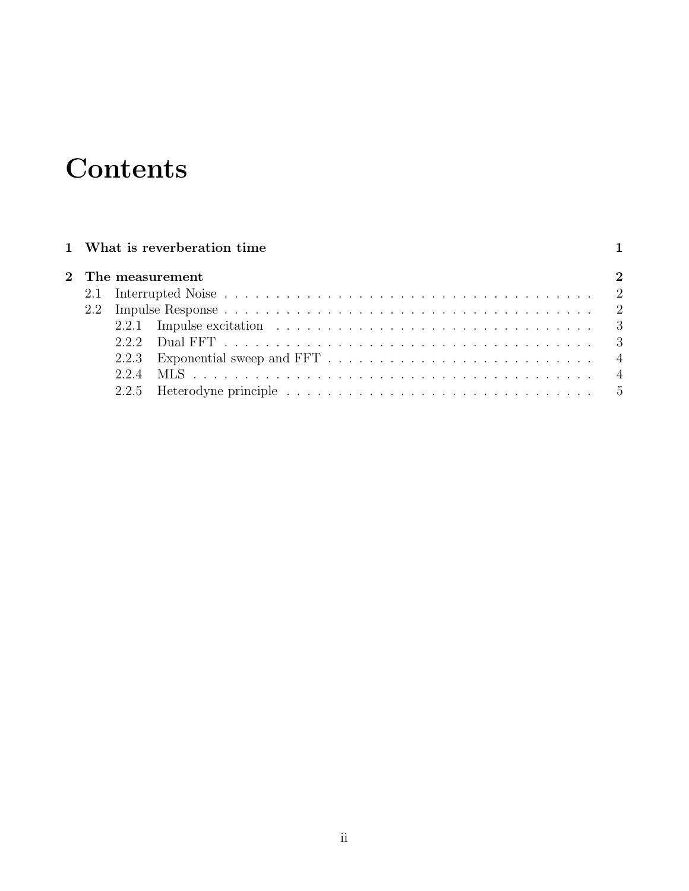# Contents

**1 What is reverberation time** **1**

**2 The measurement** **2**

- 2.1 Interrupted Noise . . . . . . . . . . . . . . . . . . . . . . . . . . . . . . . . . . . . 2
- 2.2 Impulse Response . . . . . . . . . . . . . . . . . . . . . . . . . . . . . . . . . . . . 2
  - 2.2.1 Impulse excitation . . . . . . . . . . . . . . . . . . . . . . . . . . . . . . . 3
  - 2.2.2 Dual FFT . . . . . . . . . . . . . . . . . . . . . . . . . . . . . . . . . . . 3
  - 2.2.3 Exponential sweep and FFT . . . . . . . . . . . . . . . . . . . . . . . . . 4
  - 2.2.4 MLS . . . . . . . . . . . . . . . . . . . . . . . . . . . . . . . . . . . . . . 4
  - 2.2.5 Heterodyne principle . . . . . . . . . . . . . . . . . . . . . . . . . . . . . 5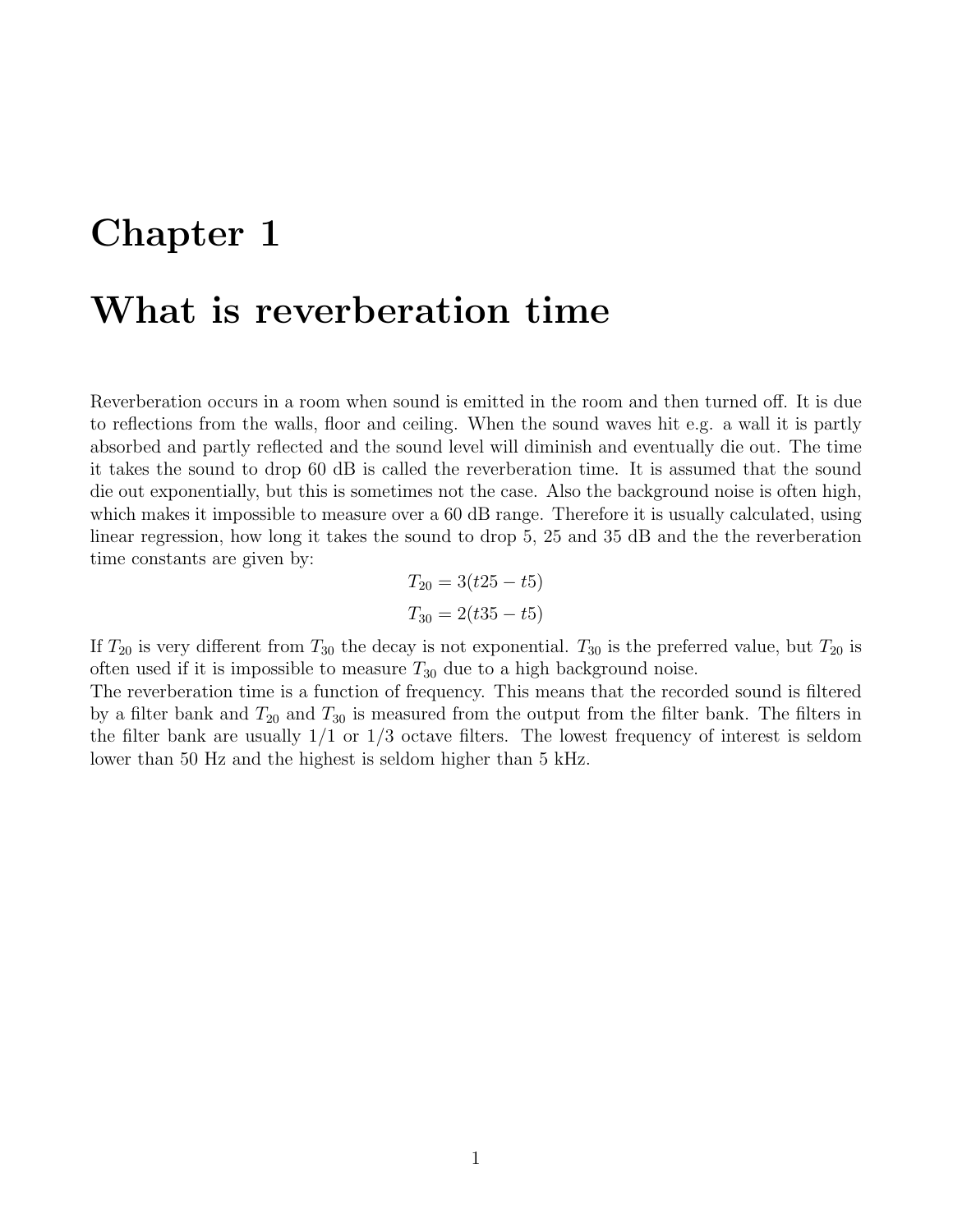# Chapter 1

# What is reverberation time

Reverberation occurs in a room when sound is emitted in the room and then turned off. It is due to reflections from the walls, floor and ceiling. When the sound waves hit e.g. a wall it is partly absorbed and partly reflected and the sound level will diminish and eventually die out. The time it takes the sound to drop 60 dB is called the reverberation time. It is assumed that the sound die out exponentially, but this is sometimes not the case. Also the background noise is often high, which makes it impossible to measure over a 60 dB range. Therefore it is usually calculated, using linear regression, how long it takes the sound to drop 5, 25 and 35 dB and the the reverberation time constants are given by:

$$T_{20} = 3(t25 - t5)$$

$$T_{30} = 2(t35 - t5)$$

If $T_{20}$ is very different from $T_{30}$ the decay is not exponential. $T_{30}$ is the preferred value, but $T_{20}$ is often used if it is impossible to measure $T_{30}$ due to a high background noise.
The reverberation time is a function of frequency. This means that the recorded sound is filtered by a filter bank and $T_{20}$ and $T_{30}$ is measured from the output from the filter bank. The filters in the filter bank are usually 1/1 or 1/3 octave filters. The lowest frequency of interest is seldom lower than 50 Hz and the highest is seldom higher than 5 kHz.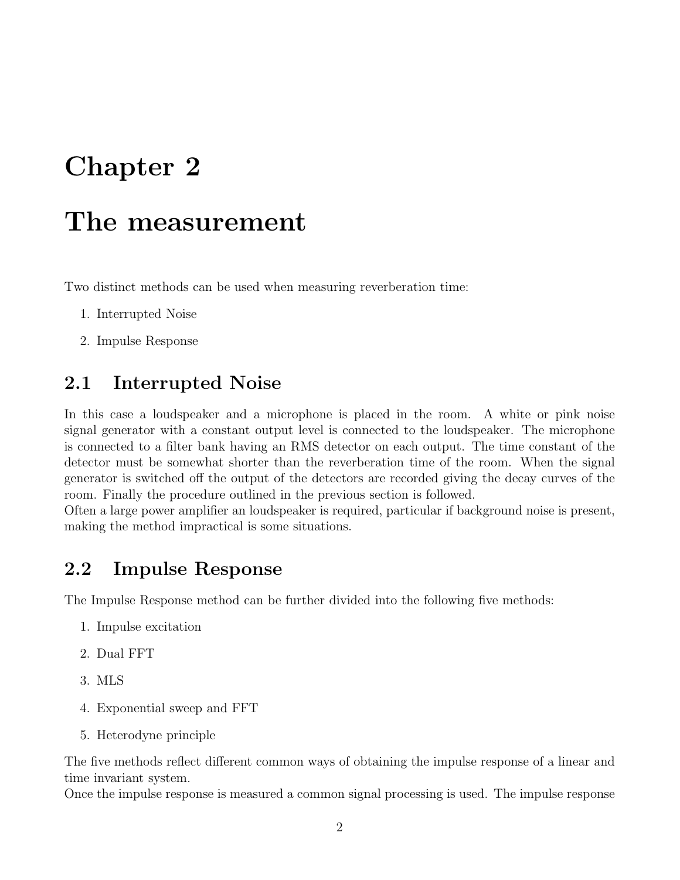# Chapter 2

# The measurement

Two distinct methods can be used when measuring reverberation time:

1. Interrupted Noise
2. Impulse Response

## 2.1 Interrupted Noise

In this case a loudspeaker and a microphone is placed in the room. A white or pink noise signal generator with a constant output level is connected to the loudspeaker. The microphone is connected to a filter bank having an RMS detector on each output. The time constant of the detector must be somewhat shorter than the reverberation time of the room. When the signal generator is switched off the output of the detectors are recorded giving the decay curves of the room. Finally the procedure outlined in the previous section is followed.
Often a large power amplifier an loudspeaker is required, particular if background noise is present, making the method impractical is some situations.

## 2.2 Impulse Response

The Impulse Response method can be further divided into the following five methods:

1. Impulse excitation
2. Dual FFT
3. MLS
4. Exponential sweep and FFT
5. Heterodyne principle

The five methods reflect different common ways of obtaining the impulse response of a linear and time invariant system.
Once the impulse response is measured a common signal processing is used. The impulse response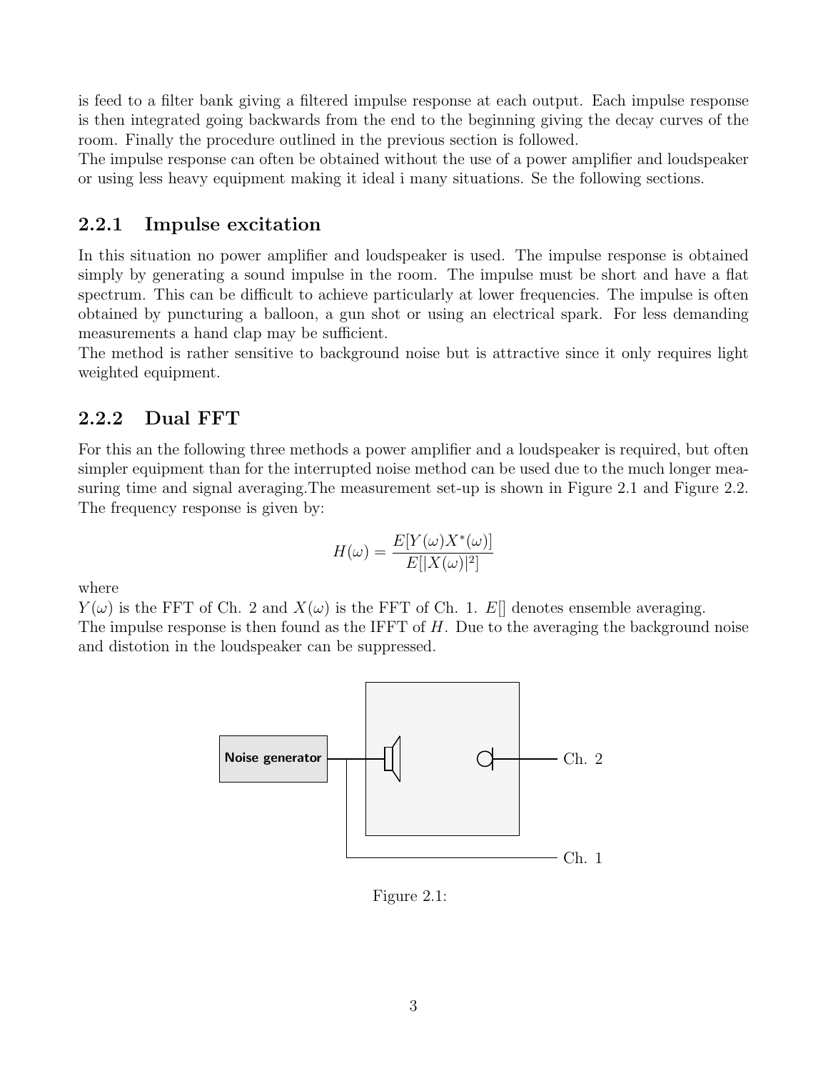is feed to a filter bank giving a filtered impulse response at each output. Each impulse response is then integrated going backwards from the end to the beginning giving the decay curves of the room. Finally the procedure outlined in the previous section is followed.
The impulse response can often be obtained without the use of a power amplifier and loudspeaker or using less heavy equipment making it ideal i many situations. Se the following sections.

### 2.2.1 Impulse excitation

In this situation no power amplifier and loudspeaker is used. The impulse response is obtained simply by generating a sound impulse in the room. The impulse must be short and have a flat spectrum. This can be difficult to achieve particularly at lower frequencies. The impulse is often obtained by puncturing a balloon, a gun shot or using an electrical spark. For less demanding measurements a hand clap may be sufficient.
The method is rather sensitive to background noise but is attractive since it only requires light weighted equipment.

### 2.2.2 Dual FFT

For this an the following three methods a power amplifier and a loudspeaker is required, but often simpler equipment than for the interrupted noise method can be used due to the much longer measuring time and signal averaging.The measurement set-up is shown in Figure 2.1 and Figure 2.2. The frequency response is given by:

$$H(\omega) = \frac{E[Y(\omega)X^{*}(\omega)]}{E[|X(\omega)|^{2}]}$$

where
$Y(\omega)$ is the FFT of Ch. 2 and $X(\omega)$ is the FFT of Ch. 1. $E[]$ denotes ensemble averaging.
The impulse response is then found as the IFFT of $H$. Due to the averaging the background noise and distotion in the loudspeaker can be suppressed.

Noise generator

Ch. 2

Ch. 1

Figure 2.1: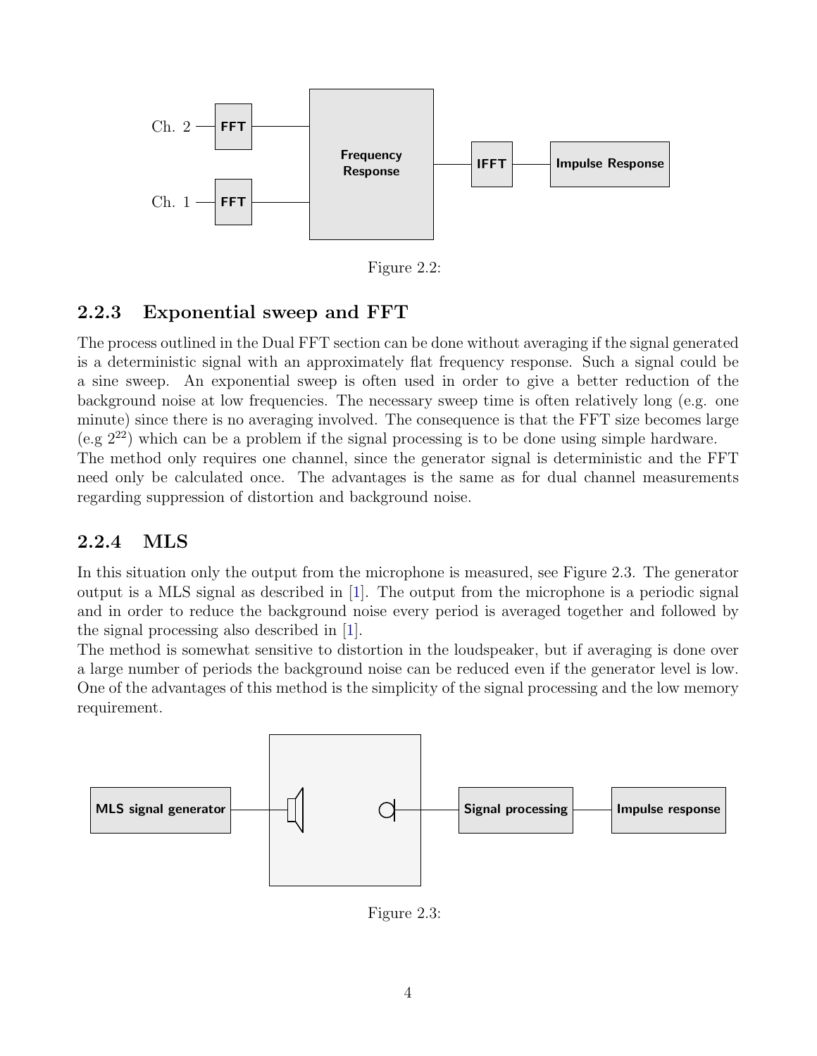Figure 2.2:

### 2.2.3 Exponential sweep and FFT

The process outlined in the Dual FFT section can be done without averaging if the signal generated is a deterministic signal with an approximately flat frequency response. Such a signal could be a sine sweep. An exponential sweep is often used in order to give a better reduction of the background noise at low frequencies. The necessary sweep time is often relatively long (e.g. one minute) since there is no averaging involved. The consequence is that the FFT size becomes large (e.g $2^{22}$) which can be a problem if the signal processing is to be done using simple hardware.
The method only requires one channel, since the generator signal is deterministic and the FFT need only be calculated once. The advantages is the same as for dual channel measurements regarding suppression of distortion and background noise.

### 2.2.4 MLS

In this situation only the output from the microphone is measured, see Figure 2.3. The generator output is a MLS signal as described in [1]. The output from the microphone is a periodic signal and in order to reduce the background noise every period is averaged together and followed by the signal processing also described in [1].
The method is somewhat sensitive to distortion in the loudspeaker, but if averaging is done over a large number of periods the background noise can be reduced even if the generator level is low. One of the advantages of this method is the simplicity of the signal processing and the low memory requirement.

Figure 2.3: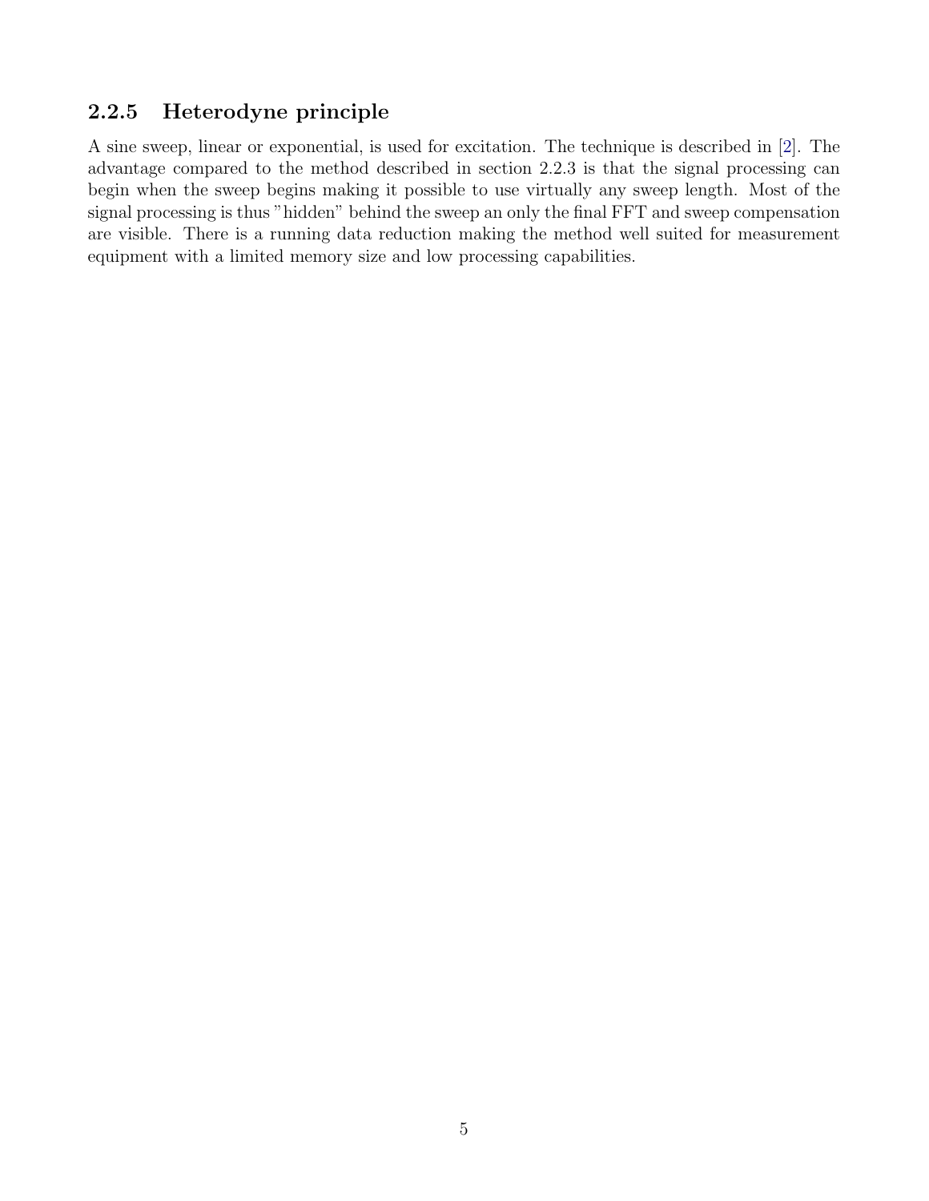### 2.2.5 Heterodyne principle

A sine sweep, linear or exponential, is used for excitation. The technique is described in [2]. The advantage compared to the method described in section 2.2.3 is that the signal processing can begin when the sweep begins making it possible to use virtually any sweep length. Most of the signal processing is thus "hidden" behind the sweep an only the final FFT and sweep compensation are visible. There is a running data reduction making the method well suited for measurement equipment with a limited memory size and low processing capabilities.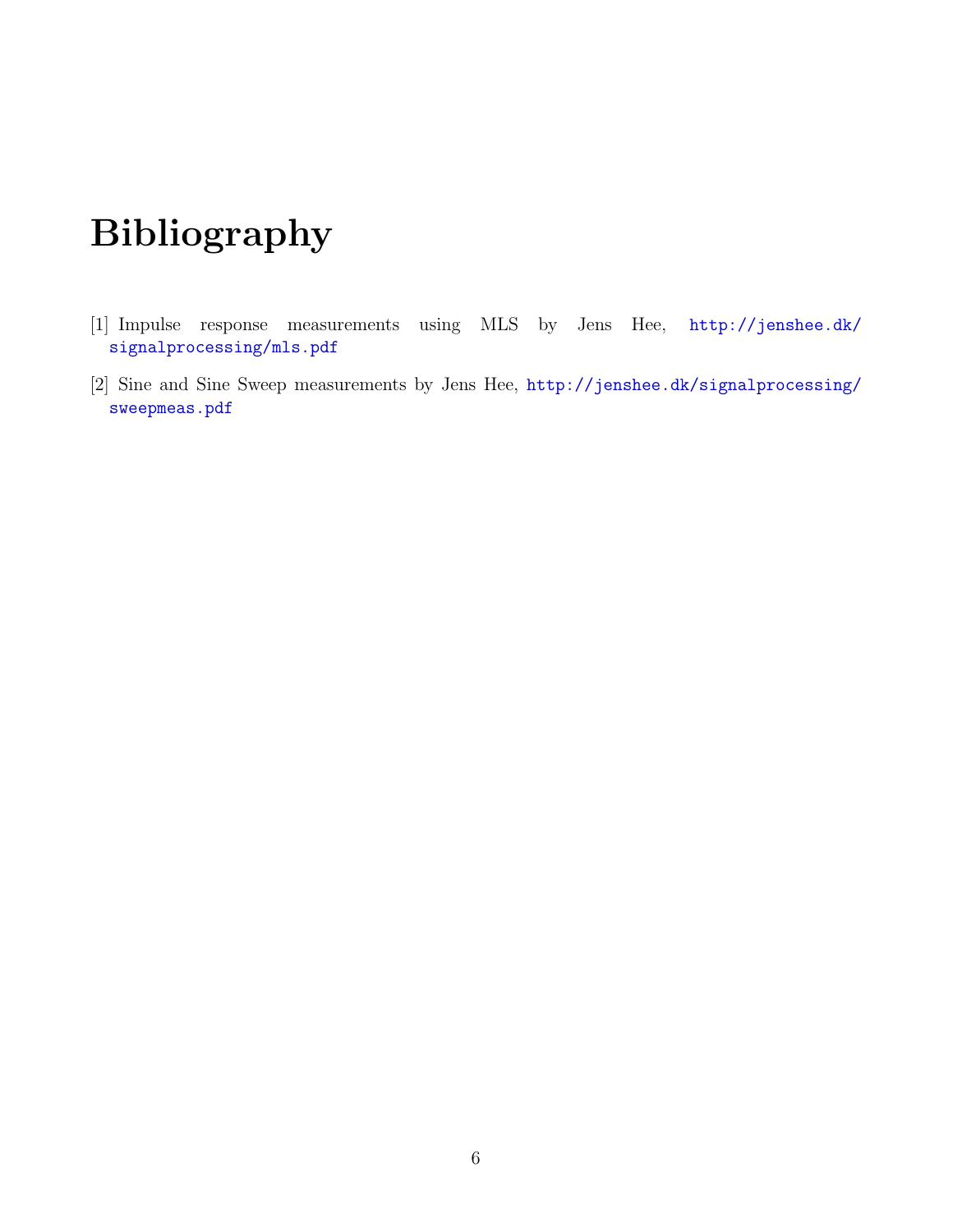# Bibliography

[1] Impulse response measurements using MLS by Jens Hee, http://jenshee.dk/signalprocessing/mls.pdf

[2] Sine and Sine Sweep measurements by Jens Hee, http://jenshee.dk/signalprocessing/sweepmeas.pdf